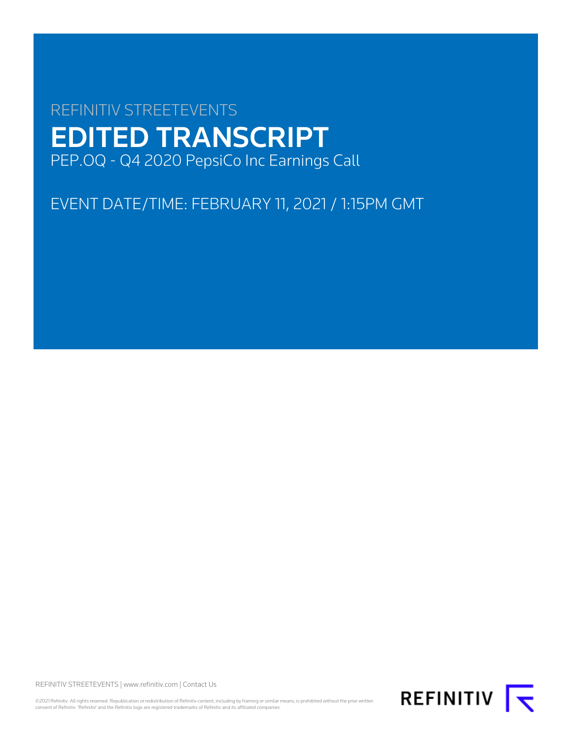REFINITIV STREETEVENTS

# EDITED TRANSCRIPT

PEP.OQ - Q4 2020 PepsiCo Inc Earnings Call

EVENT DATE/TIME: FEBRUARY 11, 2021 / 1:15PM GMT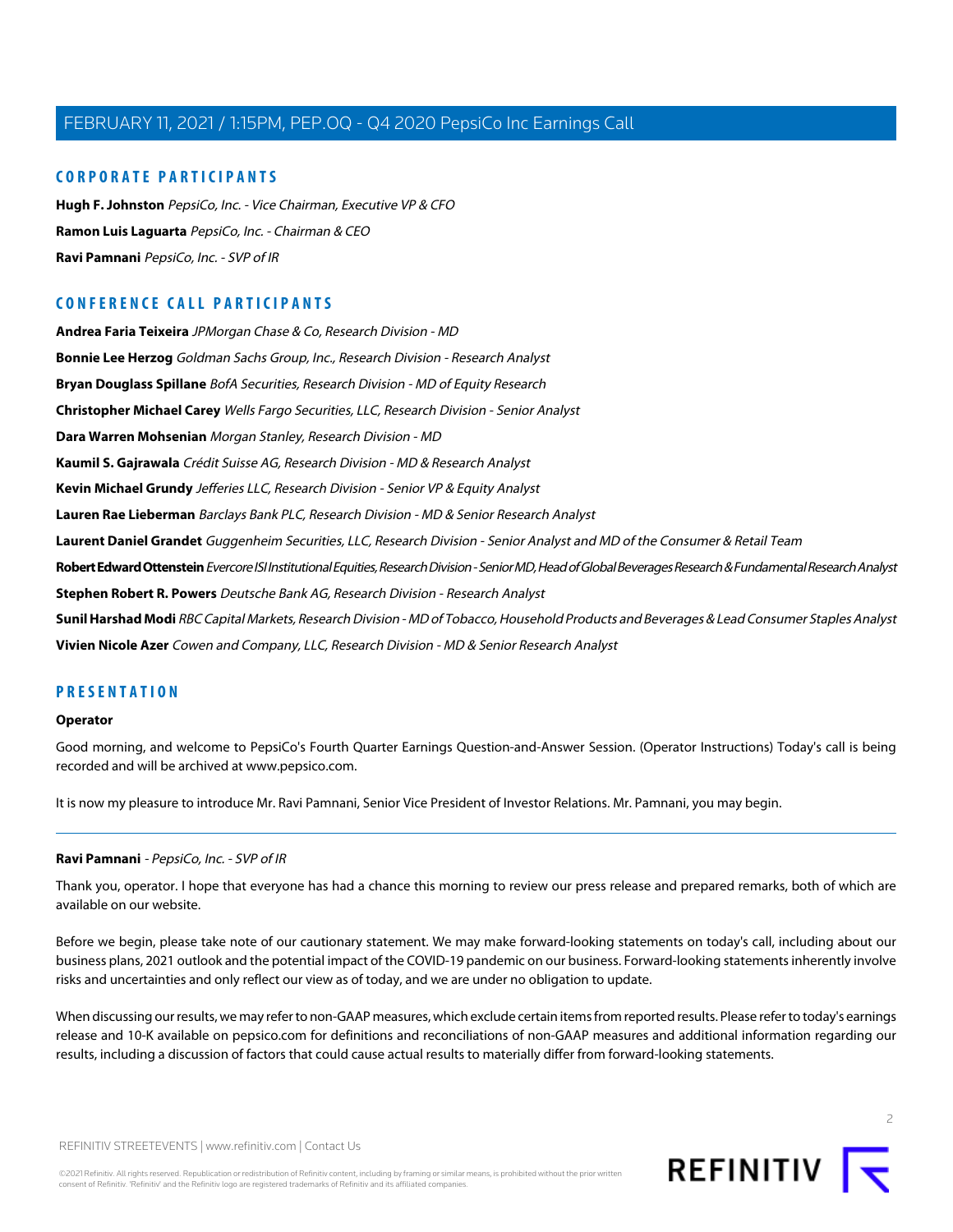## CORPORATE PARTICIPANTS

**Hugh F. Johnston** *PepsiCo, Inc. - Vice Chairman, Executive VP & CFO*

**Ramon Luis Laguarta** *PepsiCo, Inc. - Chairman & CEO*

**Ravi Pamnani** *PepsiCo, Inc. - SVP of IR*

## CONFERENCE CALL PARTICIPANTS

**Andrea Faria Teixeira** *JPMorgan Chase & Co, Research Division - MD*

**Bonnie Lee Herzog** *Goldman Sachs Group, Inc., Research Division - Research Analyst*

**Bryan Douglass Spillane** *BofA Securities, Research Division - MD of Equity Research*

**Christopher Michael Carey** *Wells Fargo Securities, LLC, Research Division - Senior Analyst*

**Dara Warren Mohsenian** *Morgan Stanley, Research Division - MD*

**Kaumil S. Gajrawala** *Crédit Suisse AG, Research Division - MD & Research Analyst*

**Kevin Michael Grundy** *Jefferies LLC, Research Division - Senior VP & Equity Analyst*

**Lauren Rae Lieberman** *Barclays Bank PLC, Research Division - MD & Senior Research Analyst*

**Laurent Daniel Grandet** *Guggenheim Securities, LLC, Research Division - Senior Analyst and MD of the Consumer & Retail Team*

**Robert Edward Ottenstein** *Evercore ISI Institutional Equities, Research Division - Senior MD, Head of Global Beverages Research & Fundamental Research Analyst*

**Stephen Robert R. Powers** *Deutsche Bank AG, Research Division - Research Analyst*

**Sunil Harshad Modi** *RBC Capital Markets, Research Division - MD of Tobacco, Household Products and Beverages & Lead Consumer Staples Analyst*

**Vivien Nicole Azer** *Cowen and Company, LLC, Research Division - MD & Senior Research Analyst*

## PRESENTATION

### Operator

Good morning, and welcome to PepsiCo's Fourth Quarter Earnings Question-and-Answer Session. (Operator Instructions) Today's call is being recorded and will be archived at www.pepsico.com.

It is now my pleasure to introduce Mr. Ravi Pamnani, Senior Vice President of Investor Relations. Mr. Pamnani, you may begin.

---

### Ravi Pamnani - *PepsiCo, Inc. - SVP of IR*

Thank you, operator. I hope that everyone has had a chance this morning to review our press release and prepared remarks, both of which are available on our website.

Before we begin, please take note of our cautionary statement. We may make forward-looking statements on today's call, including about our business plans, 2021 outlook and the potential impact of the COVID-19 pandemic on our business. Forward-looking statements inherently involve risks and uncertainties and only reflect our view as of today, and we are under no obligation to update.

When discussing our results, we may refer to non-GAAP measures, which exclude certain items from reported results. Please refer to today's earnings release and 10-K available on pepsico.com for definitions and reconciliations of non-GAAP measures and additional information regarding our results, including a discussion of factors that could cause actual results to materially differ from forward-looking statements.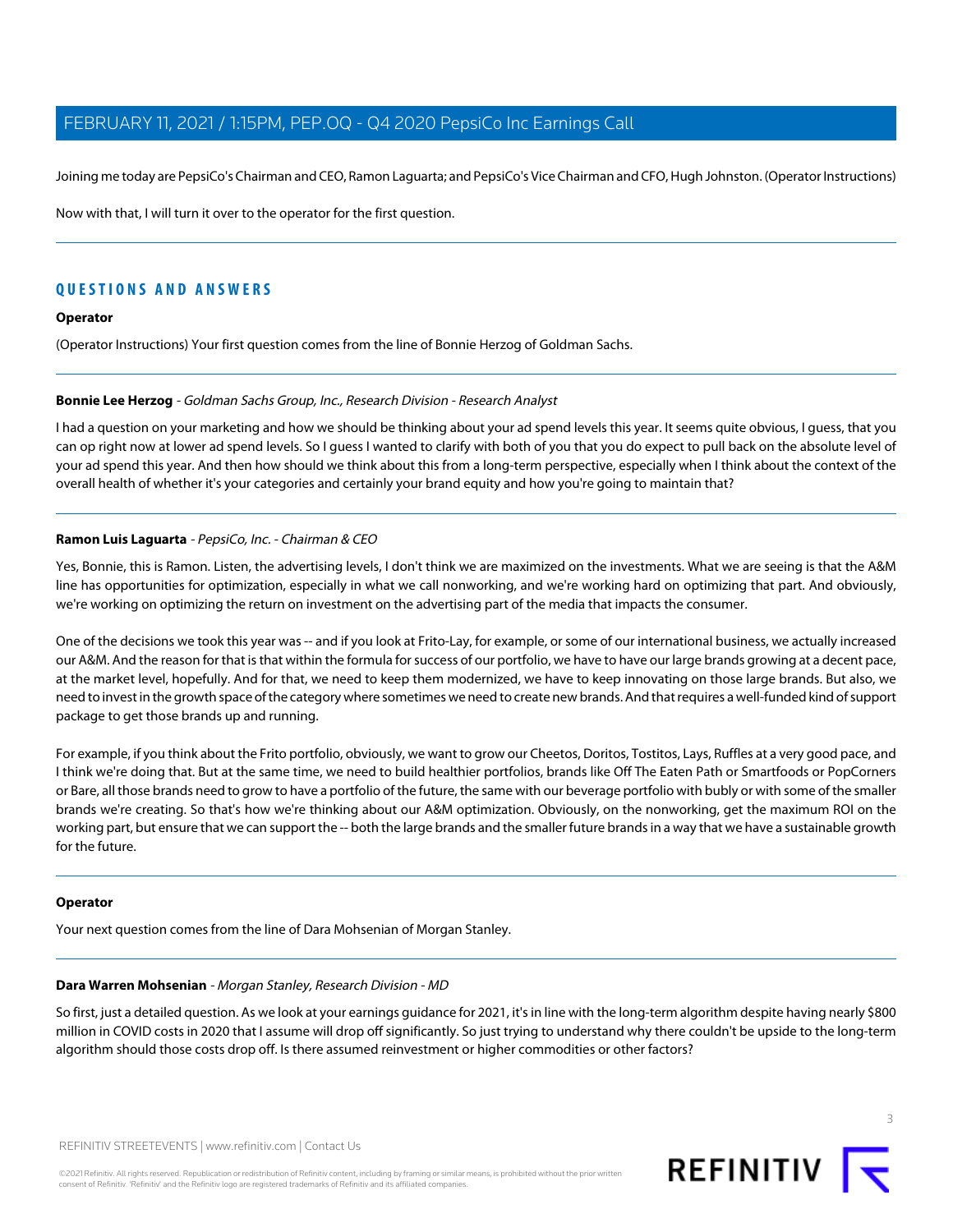Joining me today are PepsiCo's Chairman and CEO, Ramon Laguarta; and PepsiCo's Vice Chairman and CFO, Hugh Johnston. (Operator Instructions)

Now with that, I will turn it over to the operator for the first question.

---

## QUESTIONS AND ANSWERS

**Operator**

(Operator Instructions) Your first question comes from the line of Bonnie Herzog of Goldman Sachs.

---

**Bonnie Lee Herzog** - *Goldman Sachs Group, Inc., Research Division - Research Analyst*

I had a question on your marketing and how we should be thinking about your ad spend levels this year. It seems quite obvious, I guess, that you can op right now at lower ad spend levels. So I guess I wanted to clarify with both of you that you do expect to pull back on the absolute level of your ad spend this year. And then how should we think about this from a long-term perspective, especially when I think about the context of the overall health of whether it's your categories and certainly your brand equity and how you're going to maintain that?

---

**Ramon Luis Laguarta** - *PepsiCo, Inc. - Chairman & CEO*

Yes, Bonnie, this is Ramon. Listen, the advertising levels, I don't think we are maximized on the investments. What we are seeing is that the A&M line has opportunities for optimization, especially in what we call nonworking, and we're working hard on optimizing that part. And obviously, we're working on optimizing the return on investment on the advertising part of the media that impacts the consumer.

One of the decisions we took this year was -- and if you look at Frito-Lay, for example, or some of our international business, we actually increased our A&M. And the reason for that is that within the formula for success of our portfolio, we have to have our large brands growing at a decent pace, at the market level, hopefully. And for that, we need to keep them modernized, we have to keep innovating on those large brands. But also, we need to invest in the growth space of the category where sometimes we need to create new brands. And that requires a well-funded kind of support package to get those brands up and running.

For example, if you think about the Frito portfolio, obviously, we want to grow our Cheetos, Doritos, Tostitos, Lays, Ruffles at a very good pace, and I think we're doing that. But at the same time, we need to build healthier portfolios, brands like Off The Eaten Path or Smartfoods or PopCorners or Bare, all those brands need to grow to have a portfolio of the future, the same with our beverage portfolio with bubly or with some of the smaller brands we're creating. So that's how we're thinking about our A&M optimization. Obviously, on the nonworking, get the maximum ROI on the working part, but ensure that we can support the -- both the large brands and the smaller future brands in a way that we have a sustainable growth for the future.

---

**Operator**

Your next question comes from the line of Dara Mohsenian of Morgan Stanley.

---

**Dara Warren Mohsenian** - *Morgan Stanley, Research Division - MD*

So first, just a detailed question. As we look at your earnings guidance for 2021, it's in line with the long-term algorithm despite having nearly $800 million in COVID costs in 2020 that I assume will drop off significantly. So just trying to understand why there couldn't be upside to the long-term algorithm should those costs drop off. Is there assumed reinvestment or higher commodities or other factors?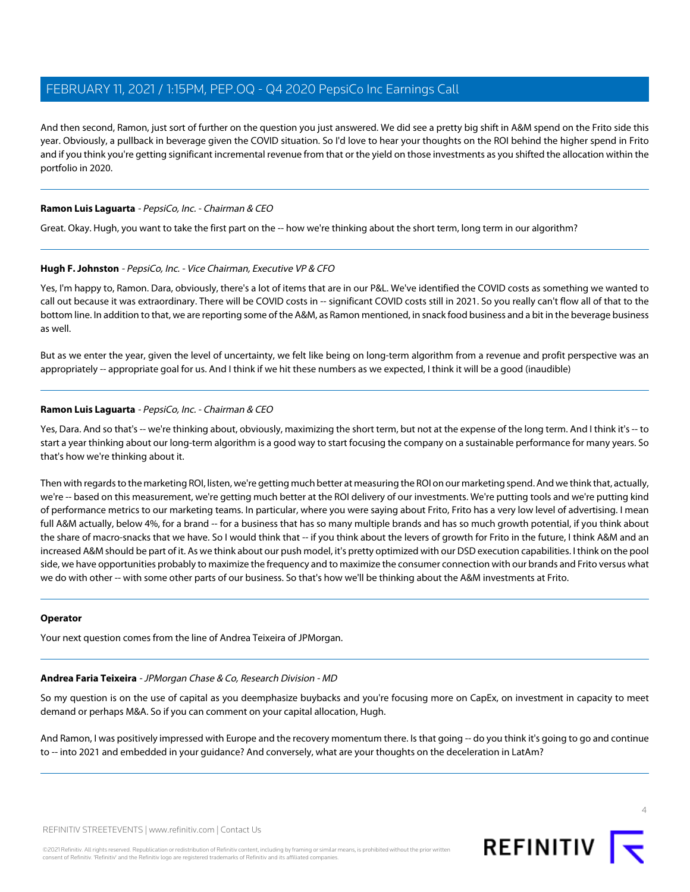And then second, Ramon, just sort of further on the question you just answered. We did see a pretty big shift in A&M spend on the Frito side this year. Obviously, a pullback in beverage given the COVID situation. So I'd love to hear your thoughts on the ROI behind the higher spend in Frito and if you think you're getting significant incremental revenue from that or the yield on those investments as you shifted the allocation within the portfolio in 2020.

---

**Ramon Luis Laguarta** - *PepsiCo, Inc. - Chairman & CEO*

Great. Okay. Hugh, you want to take the first part on the -- how we're thinking about the short term, long term in our algorithm?

---

**Hugh F. Johnston** - *PepsiCo, Inc. - Vice Chairman, Executive VP & CFO*

Yes, I'm happy to, Ramon. Dara, obviously, there's a lot of items that are in our P&L. We've identified the COVID costs as something we wanted to call out because it was extraordinary. There will be COVID costs in -- significant COVID costs still in 2021. So you really can't flow all of that to the bottom line. In addition to that, we are reporting some of the A&M, as Ramon mentioned, in snack food business and a bit in the beverage business as well.

But as we enter the year, given the level of uncertainty, we felt like being on long-term algorithm from a revenue and profit perspective was an appropriately -- appropriate goal for us. And I think if we hit these numbers as we expected, I think it will be a good (inaudible)

---

**Ramon Luis Laguarta** - *PepsiCo, Inc. - Chairman & CEO*

Yes, Dara. And so that's -- we're thinking about, obviously, maximizing the short term, but not at the expense of the long term. And I think it's -- to start a year thinking about our long-term algorithm is a good way to start focusing the company on a sustainable performance for many years. So that's how we're thinking about it.

Then with regards to the marketing ROI, listen, we're getting much better at measuring the ROI on our marketing spend. And we think that, actually, we're -- based on this measurement, we're getting much better at the ROI delivery of our investments. We're putting tools and we're putting kind of performance metrics to our marketing teams. In particular, where you were saying about Frito, Frito has a very low level of advertising. I mean full A&M actually, below 4%, for a brand -- for a business that has so many multiple brands and has so much growth potential, if you think about the share of macro-snacks that we have. So I would think that -- if you think about the levers of growth for Frito in the future, I think A&M and an increased A&M should be part of it. As we think about our push model, it's pretty optimized with our DSD execution capabilities. I think on the pool side, we have opportunities probably to maximize the frequency and to maximize the consumer connection with our brands and Frito versus what we do with other -- with some other parts of our business. So that's how we'll be thinking about the A&M investments at Frito.

---

**Operator**

Your next question comes from the line of Andrea Teixeira of JPMorgan.

---

**Andrea Faria Teixeira** - *JPMorgan Chase & Co, Research Division - MD*

So my question is on the use of capital as you deemphasize buybacks and you're focusing more on CapEx, on investment in capacity to meet demand or perhaps M&A. So if you can comment on your capital allocation, Hugh.

And Ramon, I was positively impressed with Europe and the recovery momentum there. Is that going -- do you think it's going to go and continue to -- into 2021 and embedded in your guidance? And conversely, what are your thoughts on the deceleration in LatAm?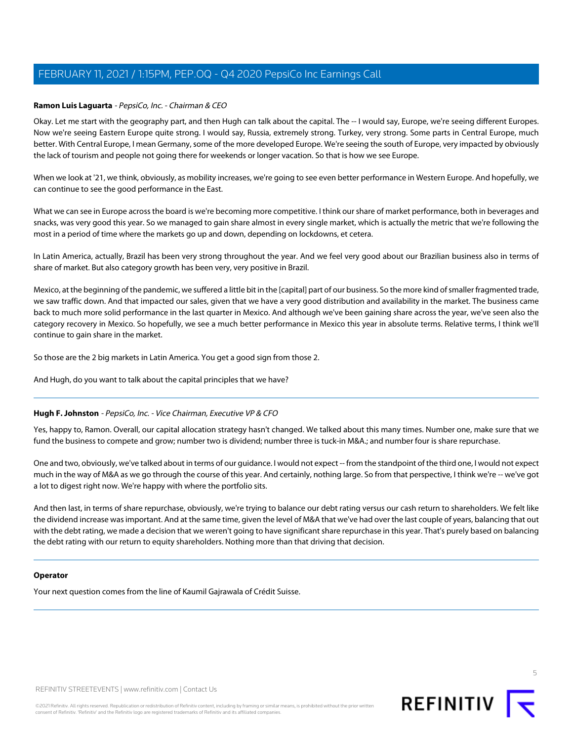**Ramon Luis Laguarta** - *PepsiCo, Inc. - Chairman & CEO*

Okay. Let me start with the geography part, and then Hugh can talk about the capital. The -- I would say, Europe, we're seeing different Europes. Now we're seeing Eastern Europe quite strong. I would say, Russia, extremely strong. Turkey, very strong. Some parts in Central Europe, much better. With Central Europe, I mean Germany, some of the more developed Europe. We're seeing the south of Europe, very impacted by obviously the lack of tourism and people not going there for weekends or longer vacation. So that is how we see Europe.

When we look at '21, we think, obviously, as mobility increases, we're going to see even better performance in Western Europe. And hopefully, we can continue to see the good performance in the East.

What we can see in Europe across the board is we're becoming more competitive. I think our share of market performance, both in beverages and snacks, was very good this year. So we managed to gain share almost in every single market, which is actually the metric that we're following the most in a period of time where the markets go up and down, depending on lockdowns, et cetera.

In Latin America, actually, Brazil has been very strong throughout the year. And we feel very good about our Brazilian business also in terms of share of market. But also category growth has been very, very positive in Brazil.

Mexico, at the beginning of the pandemic, we suffered a little bit in the [capital] part of our business. So the more kind of smaller fragmented trade, we saw traffic down. And that impacted our sales, given that we have a very good distribution and availability in the market. The business came back to much more solid performance in the last quarter in Mexico. And although we've been gaining share across the year, we've seen also the category recovery in Mexico. So hopefully, we see a much better performance in Mexico this year in absolute terms. Relative terms, I think we'll continue to gain share in the market.

So those are the 2 big markets in Latin America. You get a good sign from those 2.

And Hugh, do you want to talk about the capital principles that we have?

---

**Hugh F. Johnston** - *PepsiCo, Inc. - Vice Chairman, Executive VP & CFO*

Yes, happy to, Ramon. Overall, our capital allocation strategy hasn't changed. We talked about this many times. Number one, make sure that we fund the business to compete and grow; number two is dividend; number three is tuck-in M&A.; and number four is share repurchase.

One and two, obviously, we've talked about in terms of our guidance. I would not expect -- from the standpoint of the third one, I would not expect much in the way of M&A as we go through the course of this year. And certainly, nothing large. So from that perspective, I think we're -- we've got a lot to digest right now. We're happy with where the portfolio sits.

And then last, in terms of share repurchase, obviously, we're trying to balance our debt rating versus our cash return to shareholders. We felt like the dividend increase was important. And at the same time, given the level of M&A that we've had over the last couple of years, balancing that out with the debt rating, we made a decision that we weren't going to have significant share repurchase in this year. That's purely based on balancing the debt rating with our return to equity shareholders. Nothing more than that driving that decision.

---

**Operator**

Your next question comes from the line of Kaumil Gajrawala of Crédit Suisse.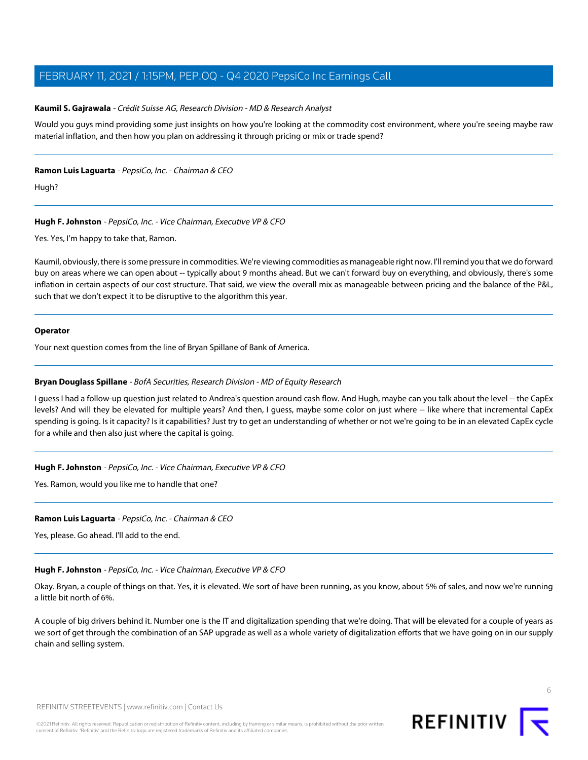**Kaumil S. Gajrawala** - *Crédit Suisse AG, Research Division - MD & Research Analyst*

Would you guys mind providing some just insights on how you're looking at the commodity cost environment, where you're seeing maybe raw material inflation, and then how you plan on addressing it through pricing or mix or trade spend?

---

**Ramon Luis Laguarta** - *PepsiCo, Inc. - Chairman & CEO*

Hugh?

---

**Hugh F. Johnston** - *PepsiCo, Inc. - Vice Chairman, Executive VP & CFO*

Yes. Yes, I'm happy to take that, Ramon.

Kaumil, obviously, there is some pressure in commodities. We're viewing commodities as manageable right now. I'll remind you that we do forward buy on areas where we can open about -- typically about 9 months ahead. But we can't forward buy on everything, and obviously, there's some inflation in certain aspects of our cost structure. That said, we view the overall mix as manageable between pricing and the balance of the P&L, such that we don't expect it to be disruptive to the algorithm this year.

---

**Operator**

Your next question comes from the line of Bryan Spillane of Bank of America.

---

**Bryan Douglass Spillane** - *BofA Securities, Research Division - MD of Equity Research*

I guess I had a follow-up question just related to Andrea's question around cash flow. And Hugh, maybe can you talk about the level -- the CapEx levels? And will they be elevated for multiple years? And then, I guess, maybe some color on just where -- like where that incremental CapEx spending is going. Is it capacity? Is it capabilities? Just try to get an understanding of whether or not we're going to be in an elevated CapEx cycle for a while and then also just where the capital is going.

---

**Hugh F. Johnston** - *PepsiCo, Inc. - Vice Chairman, Executive VP & CFO*

Yes. Ramon, would you like me to handle that one?

---

**Ramon Luis Laguarta** - *PepsiCo, Inc. - Chairman & CEO*

Yes, please. Go ahead. I'll add to the end.

---

**Hugh F. Johnston** - *PepsiCo, Inc. - Vice Chairman, Executive VP & CFO*

Okay. Bryan, a couple of things on that. Yes, it is elevated. We sort of have been running, as you know, about 5% of sales, and now we're running a little bit north of 6%.

A couple of big drivers behind it. Number one is the IT and digitalization spending that we're doing. That will be elevated for a couple of years as we sort of get through the combination of an SAP upgrade as well as a whole variety of digitalization efforts that we have going on in our supply chain and selling system.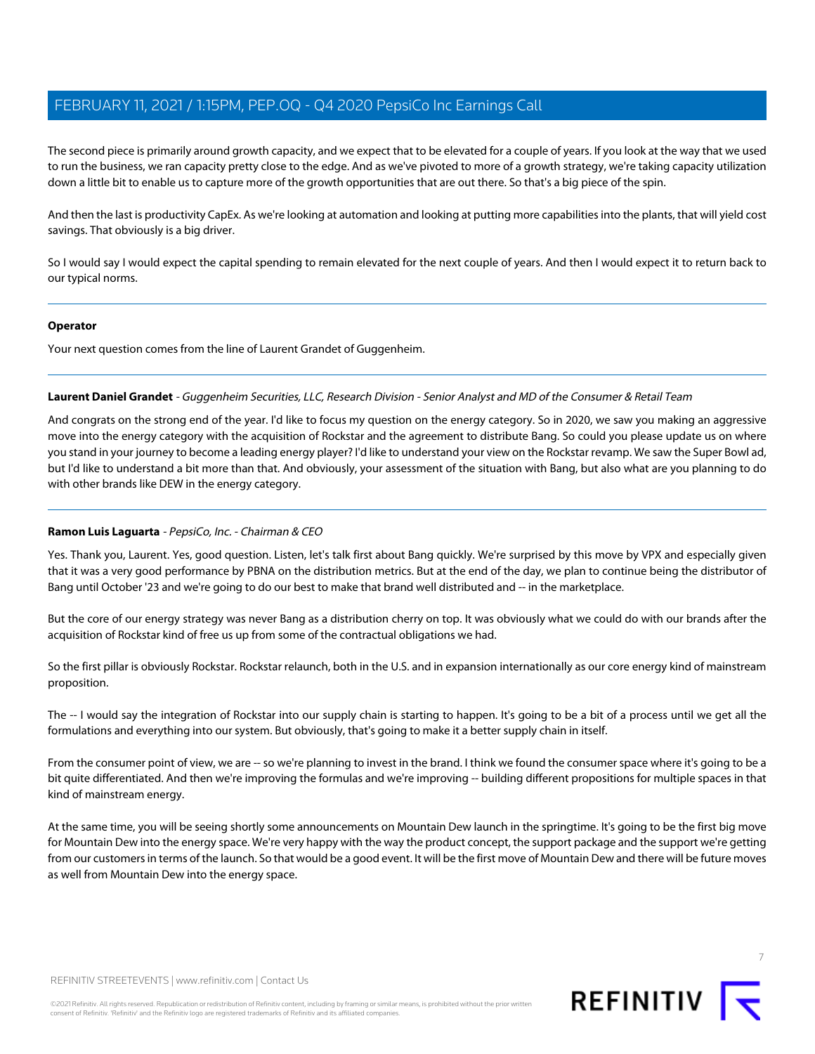The second piece is primarily around growth capacity, and we expect that to be elevated for a couple of years. If you look at the way that we used to run the business, we ran capacity pretty close to the edge. And as we've pivoted to more of a growth strategy, we're taking capacity utilization down a little bit to enable us to capture more of the growth opportunities that are out there. So that's a big piece of the spin.

And then the last is productivity CapEx. As we're looking at automation and looking at putting more capabilities into the plants, that will yield cost savings. That obviously is a big driver.

So I would say I would expect the capital spending to remain elevated for the next couple of years. And then I would expect it to return back to our typical norms.

---

**Operator**

Your next question comes from the line of Laurent Grandet of Guggenheim.

---

**Laurent Daniel Grandet** - *Guggenheim Securities, LLC, Research Division - Senior Analyst and MD of the Consumer & Retail Team*

And congrats on the strong end of the year. I'd like to focus my question on the energy category. So in 2020, we saw you making an aggressive move into the energy category with the acquisition of Rockstar and the agreement to distribute Bang. So could you please update us on where you stand in your journey to become a leading energy player? I'd like to understand your view on the Rockstar revamp. We saw the Super Bowl ad, but I'd like to understand a bit more than that. And obviously, your assessment of the situation with Bang, but also what are you planning to do with other brands like DEW in the energy category.

---

**Ramon Luis Laguarta** - *PepsiCo, Inc. - Chairman & CEO*

Yes. Thank you, Laurent. Yes, good question. Listen, let's talk first about Bang quickly. We're surprised by this move by VPX and especially given that it was a very good performance by PBNA on the distribution metrics. But at the end of the day, we plan to continue being the distributor of Bang until October '23 and we're going to do our best to make that brand well distributed and -- in the marketplace.

But the core of our energy strategy was never Bang as a distribution cherry on top. It was obviously what we could do with our brands after the acquisition of Rockstar kind of free us up from some of the contractual obligations we had.

So the first pillar is obviously Rockstar. Rockstar relaunch, both in the U.S. and in expansion internationally as our core energy kind of mainstream proposition.

The -- I would say the integration of Rockstar into our supply chain is starting to happen. It's going to be a bit of a process until we get all the formulations and everything into our system. But obviously, that's going to make it a better supply chain in itself.

From the consumer point of view, we are -- so we're planning to invest in the brand. I think we found the consumer space where it's going to be a bit quite differentiated. And then we're improving the formulas and we're improving -- building different propositions for multiple spaces in that kind of mainstream energy.

At the same time, you will be seeing shortly some announcements on Mountain Dew launch in the springtime. It's going to be the first big move for Mountain Dew into the energy space. We're very happy with the way the product concept, the support package and the support we're getting from our customers in terms of the launch. So that would be a good event. It will be the first move of Mountain Dew and there will be future moves as well from Mountain Dew into the energy space.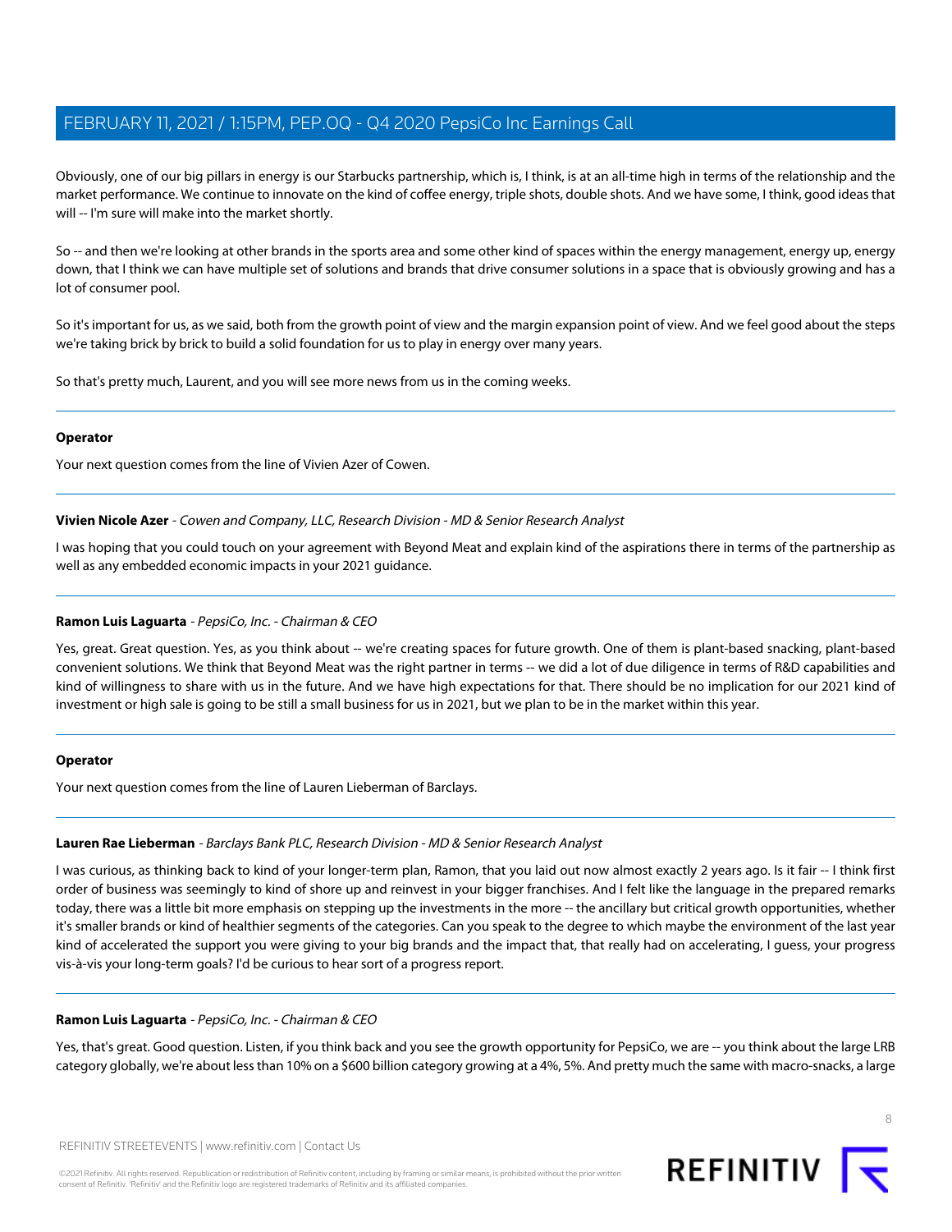Obviously, one of our big pillars in energy is our Starbucks partnership, which is, I think, is at an all-time high in terms of the relationship and the market performance. We continue to innovate on the kind of coffee energy, triple shots, double shots. And we have some, I think, good ideas that will -- I'm sure will make into the market shortly.

So -- and then we're looking at other brands in the sports area and some other kind of spaces within the energy management, energy up, energy down, that I think we can have multiple set of solutions and brands that drive consumer solutions in a space that is obviously growing and has a lot of consumer pool.

So it's important for us, as we said, both from the growth point of view and the margin expansion point of view. And we feel good about the steps we're taking brick by brick to build a solid foundation for us to play in energy over many years.

So that's pretty much, Laurent, and you will see more news from us in the coming weeks.

---

**Operator**

Your next question comes from the line of Vivien Azer of Cowen.

---

**Vivien Nicole Azer** - *Cowen and Company, LLC, Research Division - MD & Senior Research Analyst*

I was hoping that you could touch on your agreement with Beyond Meat and explain kind of the aspirations there in terms of the partnership as well as any embedded economic impacts in your 2021 guidance.

---

**Ramon Luis Laguarta** - *PepsiCo, Inc. - Chairman & CEO*

Yes, great. Great question. Yes, as you think about -- we're creating spaces for future growth. One of them is plant-based snacking, plant-based convenient solutions. We think that Beyond Meat was the right partner in terms -- we did a lot of due diligence in terms of R&D capabilities and kind of willingness to share with us in the future. And we have high expectations for that. There should be no implication for our 2021 kind of investment or high sale is going to be still a small business for us in 2021, but we plan to be in the market within this year.

---

**Operator**

Your next question comes from the line of Lauren Lieberman of Barclays.

---

**Lauren Rae Lieberman** - *Barclays Bank PLC, Research Division - MD & Senior Research Analyst*

I was curious, as thinking back to kind of your longer-term plan, Ramon, that you laid out now almost exactly 2 years ago. Is it fair -- I think first order of business was seemingly to kind of shore up and reinvest in your bigger franchises. And I felt like the language in the prepared remarks today, there was a little bit more emphasis on stepping up the investments in the more -- the ancillary but critical growth opportunities, whether it's smaller brands or kind of healthier segments of the categories. Can you speak to the degree to which maybe the environment of the last year kind of accelerated the support you were giving to your big brands and the impact that, that really had on accelerating, I guess, your progress vis-à-vis your long-term goals? I'd be curious to hear sort of a progress report.

---

**Ramon Luis Laguarta** - *PepsiCo, Inc. - Chairman & CEO*

Yes, that's great. Good question. Listen, if you think back and you see the growth opportunity for PepsiCo, we are -- you think about the large LRB category globally, we're about less than 10% on a $600 billion category growing at a 4%, 5%. And pretty much the same with macro-snacks, a large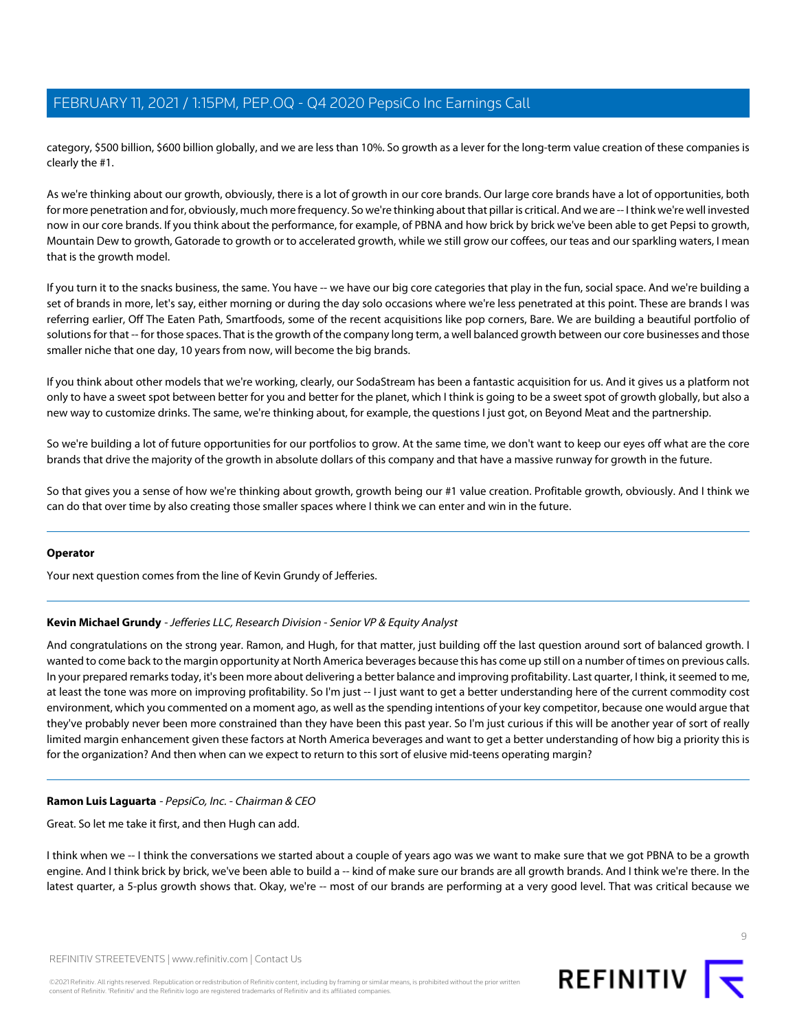category, $500 billion, $600 billion globally, and we are less than 10%. So growth as a lever for the long-term value creation of these companies is clearly the #1.

As we're thinking about our growth, obviously, there is a lot of growth in our core brands. Our large core brands have a lot of opportunities, both for more penetration and for, obviously, much more frequency. So we're thinking about that pillar is critical. And we are -- I think we're well invested now in our core brands. If you think about the performance, for example, of PBNA and how brick by brick we've been able to get Pepsi to growth, Mountain Dew to growth, Gatorade to growth or to accelerated growth, while we still grow our coffees, our teas and our sparkling waters, I mean that is the growth model.

If you turn it to the snacks business, the same. You have -- we have our big core categories that play in the fun, social space. And we're building a set of brands in more, let's say, either morning or during the day solo occasions where we're less penetrated at this point. These are brands I was referring earlier, Off The Eaten Path, Smartfoods, some of the recent acquisitions like pop corners, Bare. We are building a beautiful portfolio of solutions for that -- for those spaces. That is the growth of the company long term, a well balanced growth between our core businesses and those smaller niche that one day, 10 years from now, will become the big brands.

If you think about other models that we're working, clearly, our SodaStream has been a fantastic acquisition for us. And it gives us a platform not only to have a sweet spot between better for you and better for the planet, which I think is going to be a sweet spot of growth globally, but also a new way to customize drinks. The same, we're thinking about, for example, the questions I just got, on Beyond Meat and the partnership.

So we're building a lot of future opportunities for our portfolios to grow. At the same time, we don't want to keep our eyes off what are the core brands that drive the majority of the growth in absolute dollars of this company and that have a massive runway for growth in the future.

So that gives you a sense of how we're thinking about growth, growth being our #1 value creation. Profitable growth, obviously. And I think we can do that over time by also creating those smaller spaces where I think we can enter and win in the future.

---

**Operator**

Your next question comes from the line of Kevin Grundy of Jefferies.

---

**Kevin Michael Grundy** - *Jefferies LLC, Research Division - Senior VP & Equity Analyst*

And congratulations on the strong year. Ramon, and Hugh, for that matter, just building off the last question around sort of balanced growth. I wanted to come back to the margin opportunity at North America beverages because this has come up still on a number of times on previous calls. In your prepared remarks today, it's been more about delivering a better balance and improving profitability. Last quarter, I think, it seemed to me, at least the tone was more on improving profitability. So I'm just -- I just want to get a better understanding here of the current commodity cost environment, which you commented on a moment ago, as well as the spending intentions of your key competitor, because one would argue that they've probably never been more constrained than they have been this past year. So I'm just curious if this will be another year of sort of really limited margin enhancement given these factors at North America beverages and want to get a better understanding of how big a priority this is for the organization? And then when can we expect to return to this sort of elusive mid-teens operating margin?

---

**Ramon Luis Laguarta** - *PepsiCo, Inc. - Chairman & CEO*

Great. So let me take it first, and then Hugh can add.

I think when we -- I think the conversations we started about a couple of years ago was we want to make sure that we got PBNA to be a growth engine. And I think brick by brick, we've been able to build a -- kind of make sure our brands are all growth brands. And I think we're there. In the latest quarter, a 5-plus growth shows that. Okay, we're -- most of our brands are performing at a very good level. That was critical because we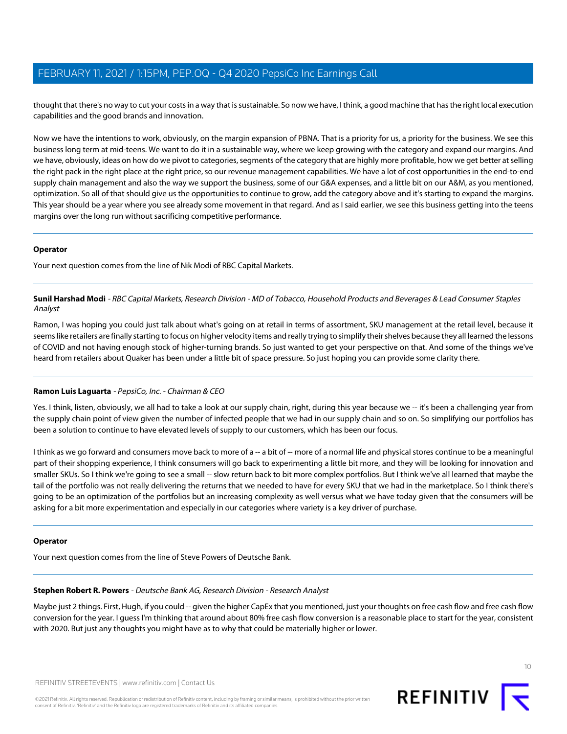thought that there's no way to cut your costs in a way that is sustainable. So now we have, I think, a good machine that has the right local execution capabilities and the good brands and innovation.

Now we have the intentions to work, obviously, on the margin expansion of PBNA. That is a priority for us, a priority for the business. We see this business long term at mid-teens. We want to do it in a sustainable way, where we keep growing with the category and expand our margins. And we have, obviously, ideas on how do we pivot to categories, segments of the category that are highly more profitable, how we get better at selling the right pack in the right place at the right price, so our revenue management capabilities. We have a lot of cost opportunities in the end-to-end supply chain management and also the way we support the business, some of our G&A expenses, and a little bit on our A&M, as you mentioned, optimization. So all of that should give us the opportunities to continue to grow, add the category above and it's starting to expand the margins. This year should be a year where you see already some movement in that regard. And as I said earlier, we see this business getting into the teens margins over the long run without sacrificing competitive performance.

---

**Operator**

Your next question comes from the line of Nik Modi of RBC Capital Markets.

---

**Sunil Harshad Modi** - *RBC Capital Markets, Research Division - MD of Tobacco, Household Products and Beverages & Lead Consumer Staples Analyst*

Ramon, I was hoping you could just talk about what's going on at retail in terms of assortment, SKU management at the retail level, because it seems like retailers are finally starting to focus on higher velocity items and really trying to simplify their shelves because they all learned the lessons of COVID and not having enough stock of higher-turning brands. So just wanted to get your perspective on that. And some of the things we've heard from retailers about Quaker has been under a little bit of space pressure. So just hoping you can provide some clarity there.

---

**Ramon Luis Laguarta** - *PepsiCo, Inc. - Chairman & CEO*

Yes. I think, listen, obviously, we all had to take a look at our supply chain, right, during this year because we -- it's been a challenging year from the supply chain point of view given the number of infected people that we had in our supply chain and so on. So simplifying our portfolios has been a solution to continue to have elevated levels of supply to our customers, which has been our focus.

I think as we go forward and consumers move back to more of a -- a bit of -- more of a normal life and physical stores continue to be a meaningful part of their shopping experience, I think consumers will go back to experimenting a little bit more, and they will be looking for innovation and smaller SKUs. So I think we're going to see a small -- slow return back to bit more complex portfolios. But I think we've all learned that maybe the tail of the portfolio was not really delivering the returns that we needed to have for every SKU that we had in the marketplace. So I think there's going to be an optimization of the portfolios but an increasing complexity as well versus what we have today given that the consumers will be asking for a bit more experimentation and especially in our categories where variety is a key driver of purchase.

---

**Operator**

Your next question comes from the line of Steve Powers of Deutsche Bank.

---

**Stephen Robert R. Powers** - *Deutsche Bank AG, Research Division - Research Analyst*

Maybe just 2 things. First, Hugh, if you could -- given the higher CapEx that you mentioned, just your thoughts on free cash flow and free cash flow conversion for the year. I guess I'm thinking that around about 80% free cash flow conversion is a reasonable place to start for the year, consistent with 2020. But just any thoughts you might have as to why that could be materially higher or lower.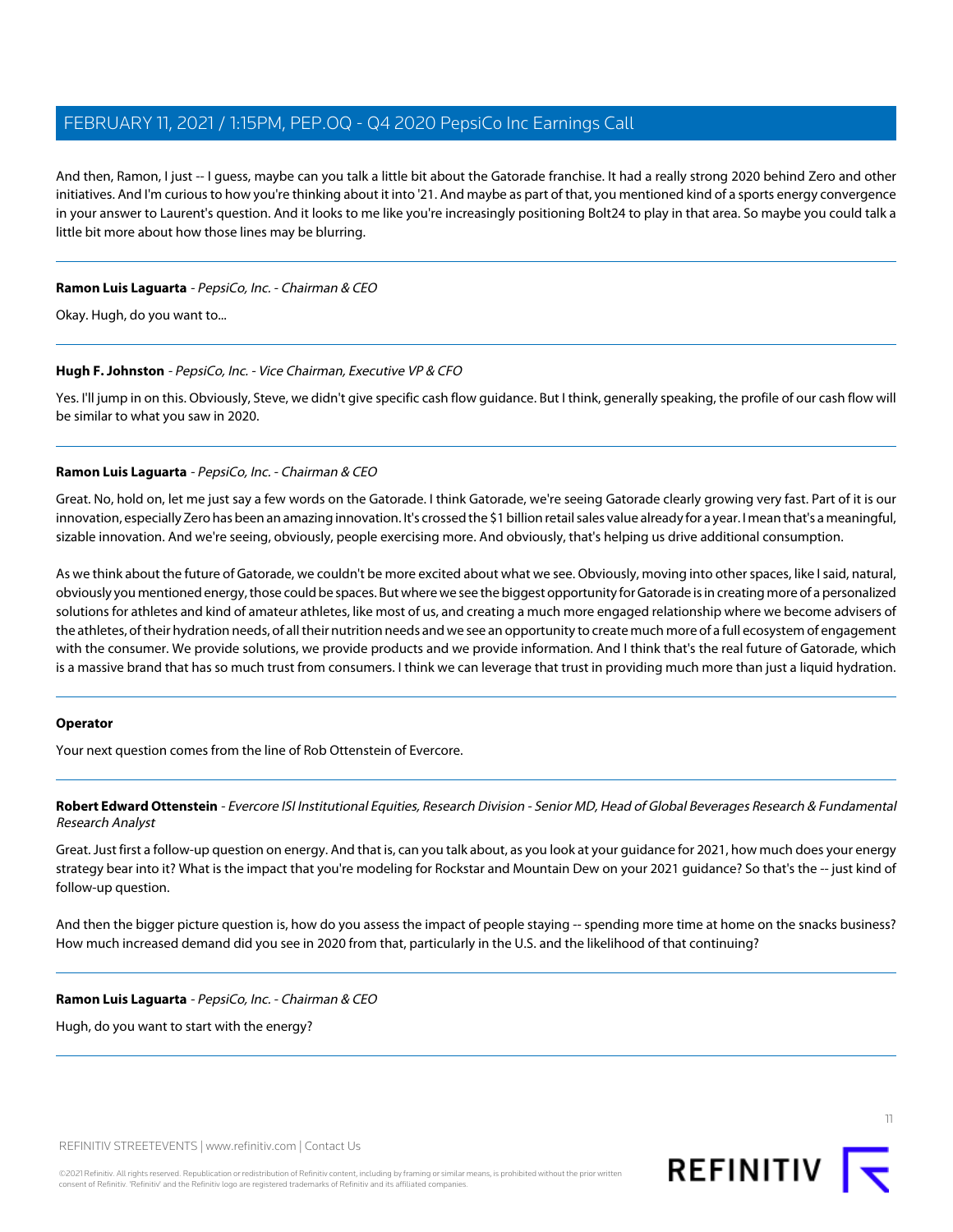And then, Ramon, I just -- I guess, maybe can you talk a little bit about the Gatorade franchise. It had a really strong 2020 behind Zero and other initiatives. And I'm curious to how you're thinking about it into '21. And maybe as part of that, you mentioned kind of a sports energy convergence in your answer to Laurent's question. And it looks to me like you're increasingly positioning Bolt24 to play in that area. So maybe you could talk a little bit more about how those lines may be blurring.

---

**Ramon Luis Laguarta** - *PepsiCo, Inc. - Chairman & CEO*

Okay. Hugh, do you want to...

---

**Hugh F. Johnston** - *PepsiCo, Inc. - Vice Chairman, Executive VP & CFO*

Yes. I'll jump in on this. Obviously, Steve, we didn't give specific cash flow guidance. But I think, generally speaking, the profile of our cash flow will be similar to what you saw in 2020.

---

**Ramon Luis Laguarta** - *PepsiCo, Inc. - Chairman & CEO*

Great. No, hold on, let me just say a few words on the Gatorade. I think Gatorade, we're seeing Gatorade clearly growing very fast. Part of it is our innovation, especially Zero has been an amazing innovation. It's crossed the $1 billion retail sales value already for a year. I mean that's a meaningful, sizable innovation. And we're seeing, obviously, people exercising more. And obviously, that's helping us drive additional consumption.

As we think about the future of Gatorade, we couldn't be more excited about what we see. Obviously, moving into other spaces, like I said, natural, obviously you mentioned energy, those could be spaces. But where we see the biggest opportunity for Gatorade is in creating more of a personalized solutions for athletes and kind of amateur athletes, like most of us, and creating a much more engaged relationship where we become advisers of the athletes, of their hydration needs, of all their nutrition needs and we see an opportunity to create much more of a full ecosystem of engagement with the consumer. We provide solutions, we provide products and we provide information. And I think that's the real future of Gatorade, which is a massive brand that has so much trust from consumers. I think we can leverage that trust in providing much more than just a liquid hydration.

---

**Operator**

Your next question comes from the line of Rob Ottenstein of Evercore.

---

**Robert Edward Ottenstein** - *Evercore ISI Institutional Equities, Research Division - Senior MD, Head of Global Beverages Research & Fundamental Research Analyst*

Great. Just first a follow-up question on energy. And that is, can you talk about, as you look at your guidance for 2021, how much does your energy strategy bear into it? What is the impact that you're modeling for Rockstar and Mountain Dew on your 2021 guidance? So that's the -- just kind of follow-up question.

And then the bigger picture question is, how do you assess the impact of people staying -- spending more time at home on the snacks business? How much increased demand did you see in 2020 from that, particularly in the U.S. and the likelihood of that continuing?

---

**Ramon Luis Laguarta** - *PepsiCo, Inc. - Chairman & CEO*

Hugh, do you want to start with the energy?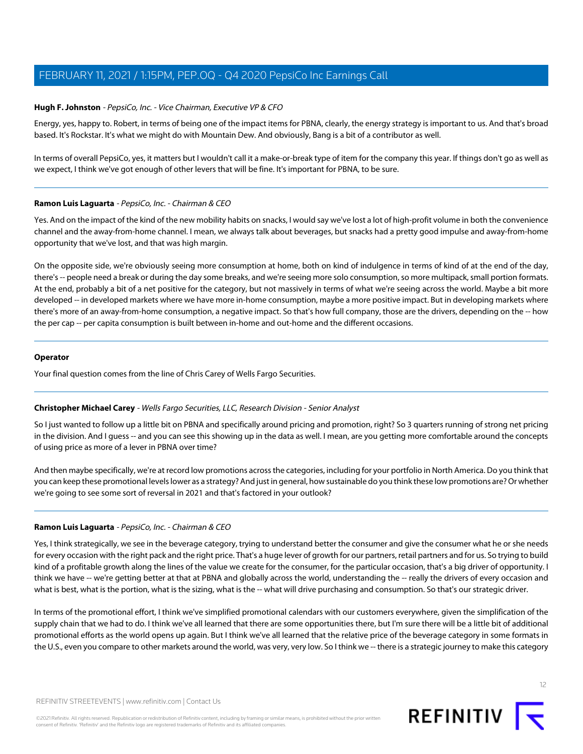**Hugh F. Johnston** - *PepsiCo, Inc. - Vice Chairman, Executive VP & CFO*

Energy, yes, happy to. Robert, in terms of being one of the impact items for PBNA, clearly, the energy strategy is important to us. And that's broad based. It's Rockstar. It's what we might do with Mountain Dew. And obviously, Bang is a bit of a contributor as well.

In terms of overall PepsiCo, yes, it matters but I wouldn't call it a make-or-break type of item for the company this year. If things don't go as well as we expect, I think we've got enough of other levers that will be fine. It's important for PBNA, to be sure.

---

**Ramon Luis Laguarta** - *PepsiCo, Inc. - Chairman & CEO*

Yes. And on the impact of the kind of the new mobility habits on snacks, I would say we've lost a lot of high-profit volume in both the convenience channel and the away-from-home channel. I mean, we always talk about beverages, but snacks had a pretty good impulse and away-from-home opportunity that we've lost, and that was high margin.

On the opposite side, we're obviously seeing more consumption at home, both on kind of indulgence in terms of kind of at the end of the day, there's -- people need a break or during the day some breaks, and we're seeing more solo consumption, so more multipack, small portion formats. At the end, probably a bit of a net positive for the category, but not massively in terms of what we're seeing across the world. Maybe a bit more developed -- in developed markets where we have more in-home consumption, maybe a more positive impact. But in developing markets where there's more of an away-from-home consumption, a negative impact. So that's how full company, those are the drivers, depending on the -- how the per cap -- per capita consumption is built between in-home and out-home and the different occasions.

---

**Operator**

Your final question comes from the line of Chris Carey of Wells Fargo Securities.

---

**Christopher Michael Carey** - *Wells Fargo Securities, LLC, Research Division - Senior Analyst*

So I just wanted to follow up a little bit on PBNA and specifically around pricing and promotion, right? So 3 quarters running of strong net pricing in the division. And I guess -- and you can see this showing up in the data as well. I mean, are you getting more comfortable around the concepts of using price as more of a lever in PBNA over time?

And then maybe specifically, we're at record low promotions across the categories, including for your portfolio in North America. Do you think that you can keep these promotional levels lower as a strategy? And just in general, how sustainable do you think these low promotions are? Or whether we're going to see some sort of reversal in 2021 and that's factored in your outlook?

---

**Ramon Luis Laguarta** - *PepsiCo, Inc. - Chairman & CEO*

Yes, I think strategically, we see in the beverage category, trying to understand better the consumer and give the consumer what he or she needs for every occasion with the right pack and the right price. That's a huge lever of growth for our partners, retail partners and for us. So trying to build kind of a profitable growth along the lines of the value we create for the consumer, for the particular occasion, that's a big driver of opportunity. I think we have -- we're getting better at that at PBNA and globally across the world, understanding the -- really the drivers of every occasion and what is best, what is the portion, what is the sizing, what is the -- what will drive purchasing and consumption. So that's our strategic driver.

In terms of the promotional effort, I think we've simplified promotional calendars with our customers everywhere, given the simplification of the supply chain that we had to do. I think we've all learned that there are some opportunities there, but I'm sure there will be a little bit of additional promotional efforts as the world opens up again. But I think we've all learned that the relative price of the beverage category in some formats in the U.S., even you compare to other markets around the world, was very, very low. So I think we -- there is a strategic journey to make this category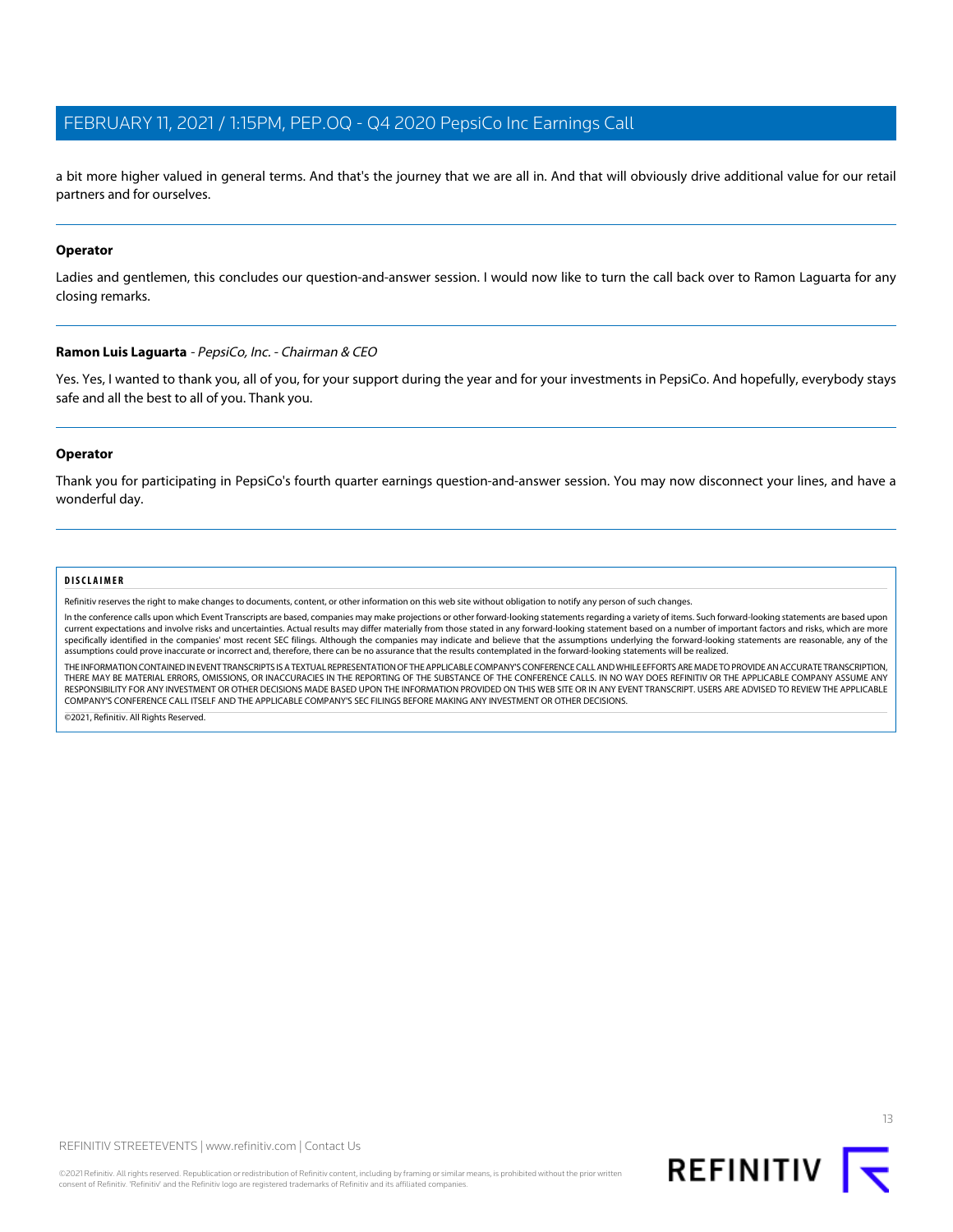a bit more higher valued in general terms. And that's the journey that we are all in. And that will obviously drive additional value for our retail partners and for ourselves.

---

**Operator**

Ladies and gentlemen, this concludes our question-and-answer session. I would now like to turn the call back over to Ramon Laguarta for any closing remarks.

---

**Ramon Luis Laguarta** - *PepsiCo, Inc. - Chairman & CEO*

Yes. Yes, I wanted to thank you, all of you, for your support during the year and for your investments in PepsiCo. And hopefully, everybody stays safe and all the best to all of you. Thank you.

---

**Operator**

Thank you for participating in PepsiCo's fourth quarter earnings question-and-answer session. You may now disconnect your lines, and have a wonderful day.

---

**DISCLAIMER**

Refinitiv reserves the right to make changes to documents, content, or other information on this web site without obligation to notify any person of such changes.

In the conference calls upon which Event Transcripts are based, companies may make projections or other forward-looking statements regarding a variety of items. Such forward-looking statements are based upon current expectations and involve risks and uncertainties. Actual results may differ materially from those stated in any forward-looking statement based on a number of important factors and risks, which are more specifically identified in the companies' most recent SEC filings. Although the companies may indicate and believe that the assumptions underlying the forward-looking statements are reasonable, any of the assumptions could prove inaccurate or incorrect and, therefore, there can be no assurance that the results contemplated in the forward-looking statements will be realized.

THE INFORMATION CONTAINED IN EVENT TRANSCRIPTS IS A TEXTUAL REPRESENTATION OF THE APPLICABLE COMPANY'S CONFERENCE CALL AND WHILE EFFORTS ARE MADE TO PROVIDE AN ACCURATE TRANSCRIPTION, THERE MAY BE MATERIAL ERRORS, OMISSIONS, OR INACCURACIES IN THE REPORTING OF THE SUBSTANCE OF THE CONFERENCE CALLS. IN NO WAY DOES REFINITIV OR THE APPLICABLE COMPANY ASSUME ANY RESPONSIBILITY FOR ANY INVESTMENT OR OTHER DECISIONS MADE BASED UPON THE INFORMATION PROVIDED ON THIS WEB SITE OR IN ANY EVENT TRANSCRIPT. USERS ARE ADVISED TO REVIEW THE APPLICABLE COMPANY'S CONFERENCE CALL ITSELF AND THE APPLICABLE COMPANY'S SEC FILINGS BEFORE MAKING ANY INVESTMENT OR OTHER DECISIONS.

©2021, Refinitiv. All Rights Reserved.